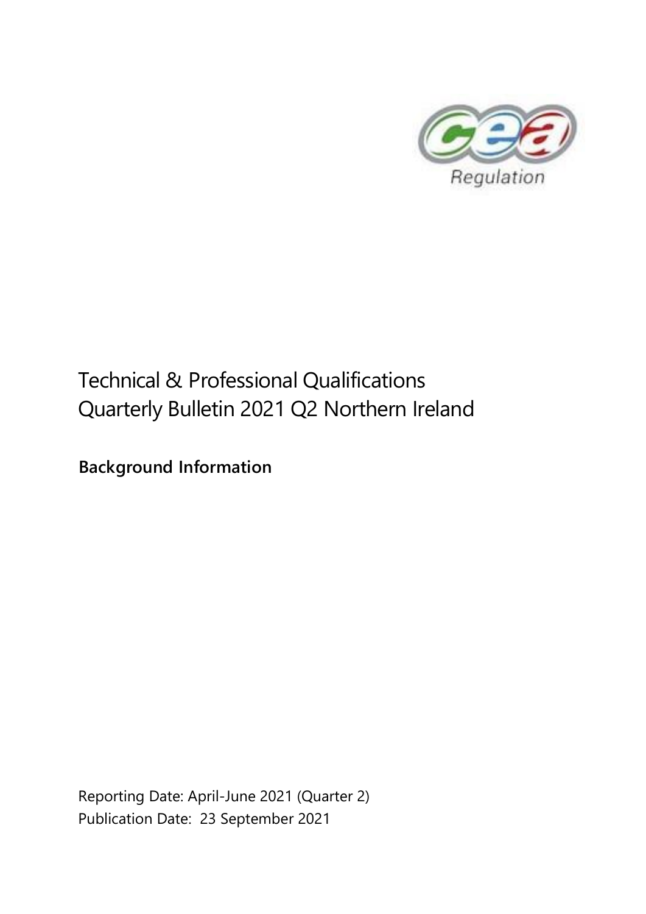# Technical & Professional Qualifications Quarterly Bulletin 2021 Q2 Northern Ireland

**Background Information**

Reporting Date: April-June 2021 (Quarter 2)
Publication Date: 23 September 2021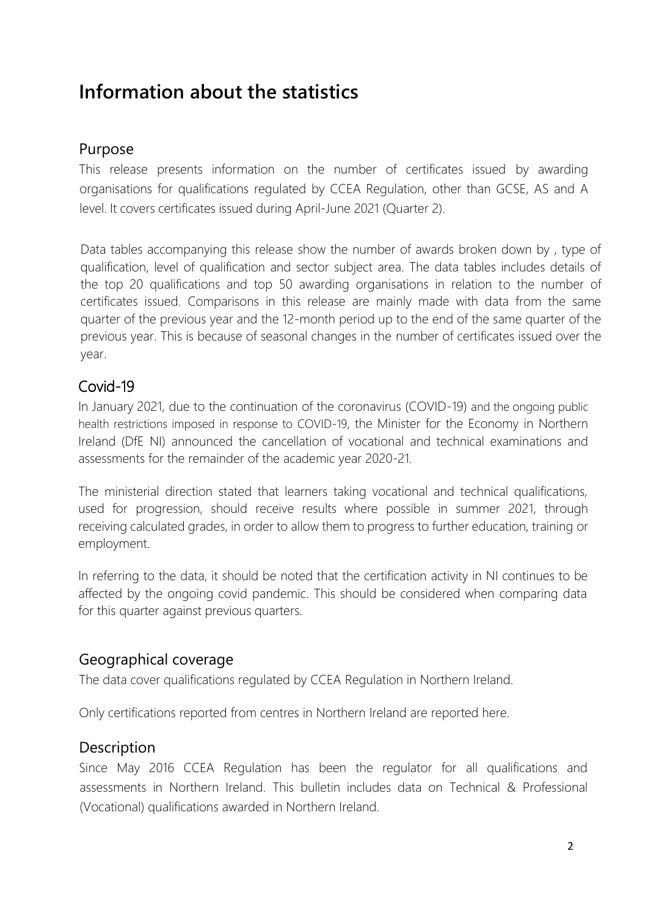# Information about the statistics

## Purpose

This release presents information on the number of certificates issued by awarding organisations for qualifications regulated by CCEA Regulation, other than GCSE, AS and A level. It covers certificates issued during April-June 2021 (Quarter 2).

Data tables accompanying this release show the number of awards broken down by , type of qualification, level of qualification and sector subject area. The data tables includes details of the top 20 qualifications and top 50 awarding organisations in relation to the number of certificates issued. Comparisons in this release are mainly made with data from the same quarter of the previous year and the 12-month period up to the end of the same quarter of the previous year. This is because of seasonal changes in the number of certificates issued over the year.

## Covid-19

In January 2021, due to the continuation of the coronavirus (COVID-19) and the ongoing public health restrictions imposed in response to COVID-19, the Minister for the Economy in Northern Ireland (DfE NI) announced the cancellation of vocational and technical examinations and assessments for the remainder of the academic year 2020-21.

The ministerial direction stated that learners taking vocational and technical qualifications, used for progression, should receive results where possible in summer 2021, through receiving calculated grades, in order to allow them to progress to further education, training or employment.

In referring to the data, it should be noted that the certification activity in NI continues to be affected by the ongoing covid pandemic. This should be considered when comparing data for this quarter against previous quarters.

## Geographical coverage

The data cover qualifications regulated by CCEA Regulation in Northern Ireland.

Only certifications reported from centres in Northern Ireland are reported here.

## Description

Since May 2016 CCEA Regulation has been the regulator for all qualifications and assessments in Northern Ireland. This bulletin includes data on Technical & Professional (Vocational) qualifications awarded in Northern Ireland.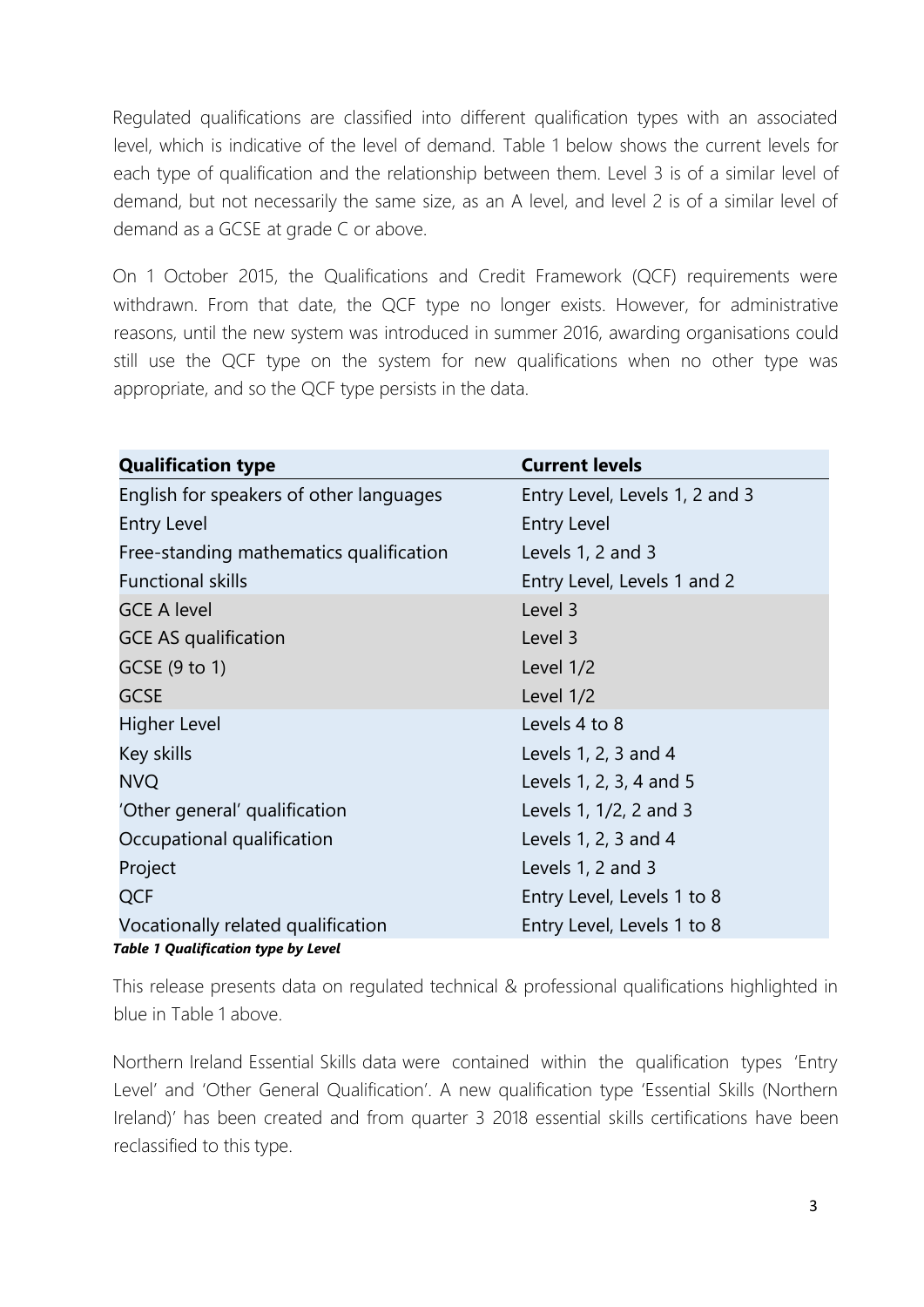Regulated qualifications are classified into different qualification types with an associated level, which is indicative of the level of demand. Table 1 below shows the current levels for each type of qualification and the relationship between them. Level 3 is of a similar level of demand, but not necessarily the same size, as an A level, and level 2 is of a similar level of demand as a GCSE at grade C or above.

On 1 October 2015, the Qualifications and Credit Framework (QCF) requirements were withdrawn. From that date, the QCF type no longer exists. However, for administrative reasons, until the new system was introduced in summer 2016, awarding organisations could still use the QCF type on the system for new qualifications when no other type was appropriate, and so the QCF type persists in the data.

| Qualification type | Current levels |
|---|---|
| English for speakers of other languages | Entry Level, Levels 1, 2 and 3 |
| Entry Level | Entry Level |
| Free-standing mathematics qualification | Levels 1, 2 and 3 |
| Functional skills | Entry Level, Levels 1 and 2 |
| GCE A level | Level 3 |
| GCE AS qualification | Level 3 |
| GCSE (9 to 1) | Level 1/2 |
| GCSE | Level 1/2 |
| Higher Level | Levels 4 to 8 |
| Key skills | Levels 1, 2, 3 and 4 |
| NVQ | Levels 1, 2, 3, 4 and 5 |
| 'Other general' qualification | Levels 1, 1/2, 2 and 3 |
| Occupational qualification | Levels 1, 2, 3 and 4 |
| Project | Levels 1, 2 and 3 |
| QCF | Entry Level, Levels 1 to 8 |
| Vocationally related qualification | Entry Level, Levels 1 to 8 |

***Table 1 Qualification type by Level***

This release presents data on regulated technical & professional qualifications highlighted in blue in Table 1 above.

Northern Ireland Essential Skills data were contained within the qualification types 'Entry Level' and 'Other General Qualification'. A new qualification type 'Essential Skills (Northern Ireland)' has been created and from quarter 3 2018 essential skills certifications have been reclassified to this type.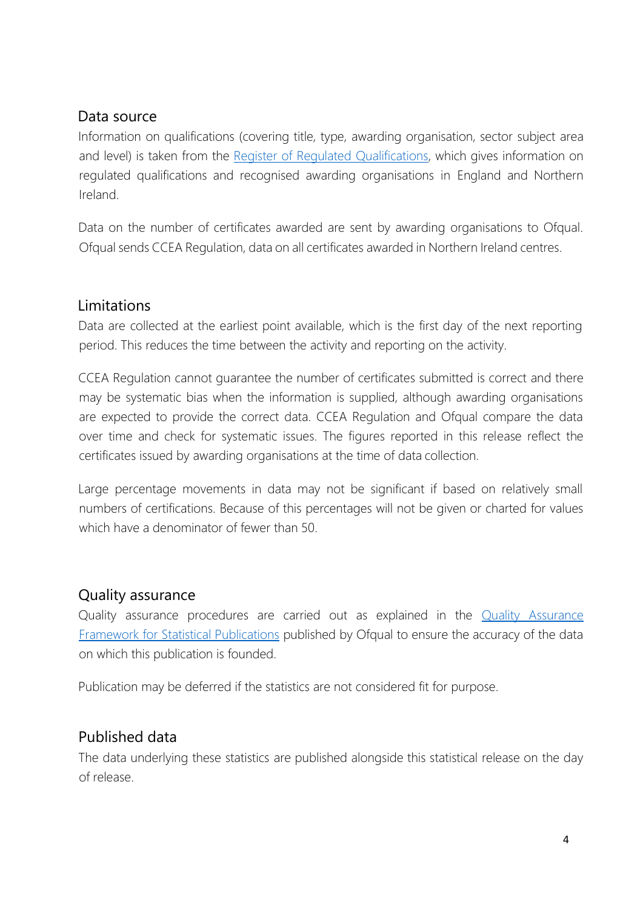## Data source

Information on qualifications (covering title, type, awarding organisation, sector subject area and level) is taken from the [Register of Regulated Qualifications](), which gives information on regulated qualifications and recognised awarding organisations in England and Northern Ireland.

Data on the number of certificates awarded are sent by awarding organisations to Ofqual. Ofqual sends CCEA Regulation, data on all certificates awarded in Northern Ireland centres.

## Limitations

Data are collected at the earliest point available, which is the first day of the next reporting period. This reduces the time between the activity and reporting on the activity.

CCEA Regulation cannot guarantee the number of certificates submitted is correct and there may be systematic bias when the information is supplied, although awarding organisations are expected to provide the correct data. CCEA Regulation and Ofqual compare the data over time and check for systematic issues. The figures reported in this release reflect the certificates issued by awarding organisations at the time of data collection.

Large percentage movements in data may not be significant if based on relatively small numbers of certifications. Because of this percentages will not be given or charted for values which have a denominator of fewer than 50.

## Quality assurance

Quality assurance procedures are carried out as explained in the [Quality Assurance Framework for Statistical Publications]() published by Ofqual to ensure the accuracy of the data on which this publication is founded.

Publication may be deferred if the statistics are not considered fit for purpose.

## Published data

The data underlying these statistics are published alongside this statistical release on the day of release.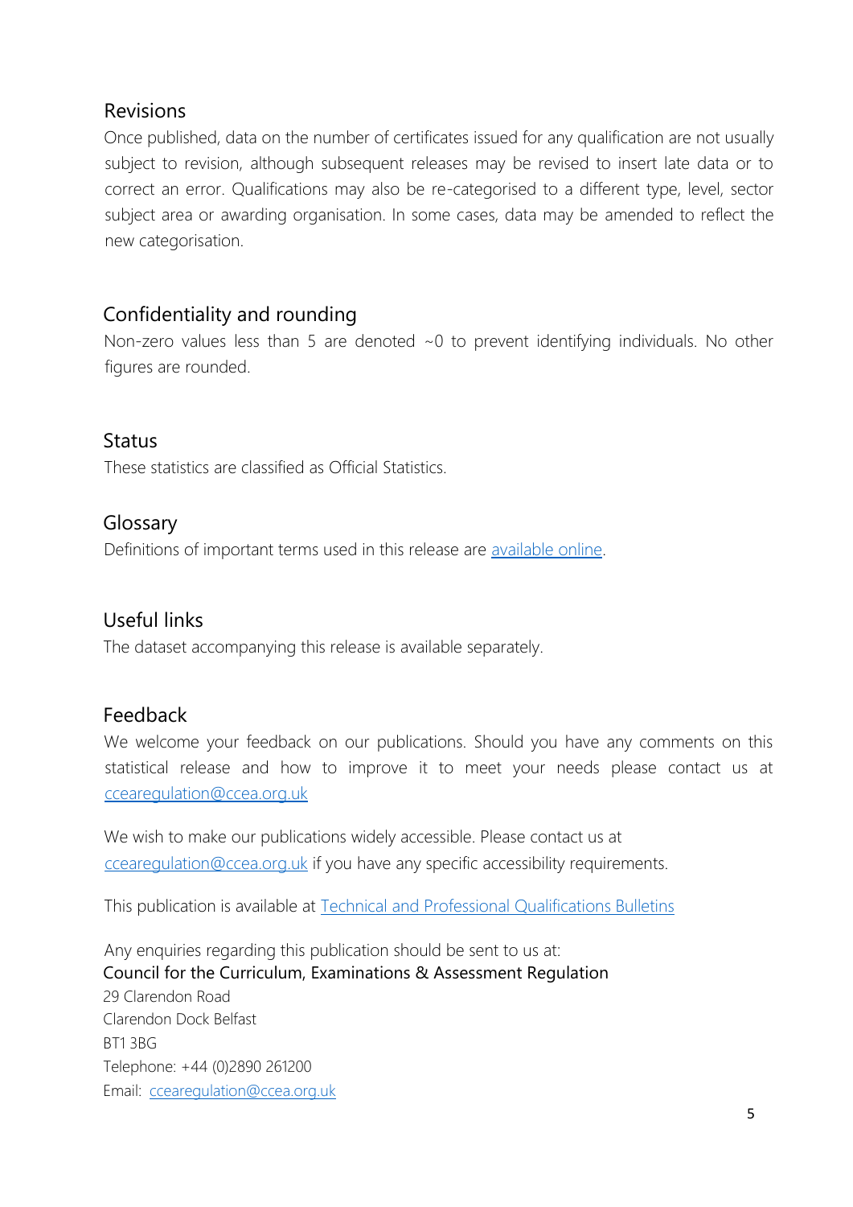## Revisions

Once published, data on the number of certificates issued for any qualification are not usually subject to revision, although subsequent releases may be revised to insert late data or to correct an error. Qualifications may also be re-categorised to a different type, level, sector subject area or awarding organisation. In some cases, data may be amended to reflect the new categorisation.

## Confidentiality and rounding

Non-zero values less than 5 are denoted ~0 to prevent identifying individuals. No other figures are rounded.

## Status

These statistics are classified as Official Statistics.

## Glossary

Definitions of important terms used in this release are [available online](#).

## Useful links

The dataset accompanying this release is available separately.

## Feedback

We welcome your feedback on our publications. Should you have any comments on this statistical release and how to improve it to meet your needs please contact us at [ccearegulation@ccea.org.uk](mailto:ccearegulation@ccea.org.uk)

We wish to make our publications widely accessible. Please contact us at [ccearegulation@ccea.org.uk](mailto:ccearegulation@ccea.org.uk) if you have any specific accessibility requirements.

This publication is available at [Technical and Professional Qualifications Bulletins](#)

Any enquiries regarding this publication should be sent to us at:
Council for the Curriculum, Examinations & Assessment Regulation
29 Clarendon Road
Clarendon Dock Belfast
BT1 3BG
Telephone: +44 (0)2890 261200
Email: [ccearegulation@ccea.org.uk](mailto:ccearegulation@ccea.org.uk)